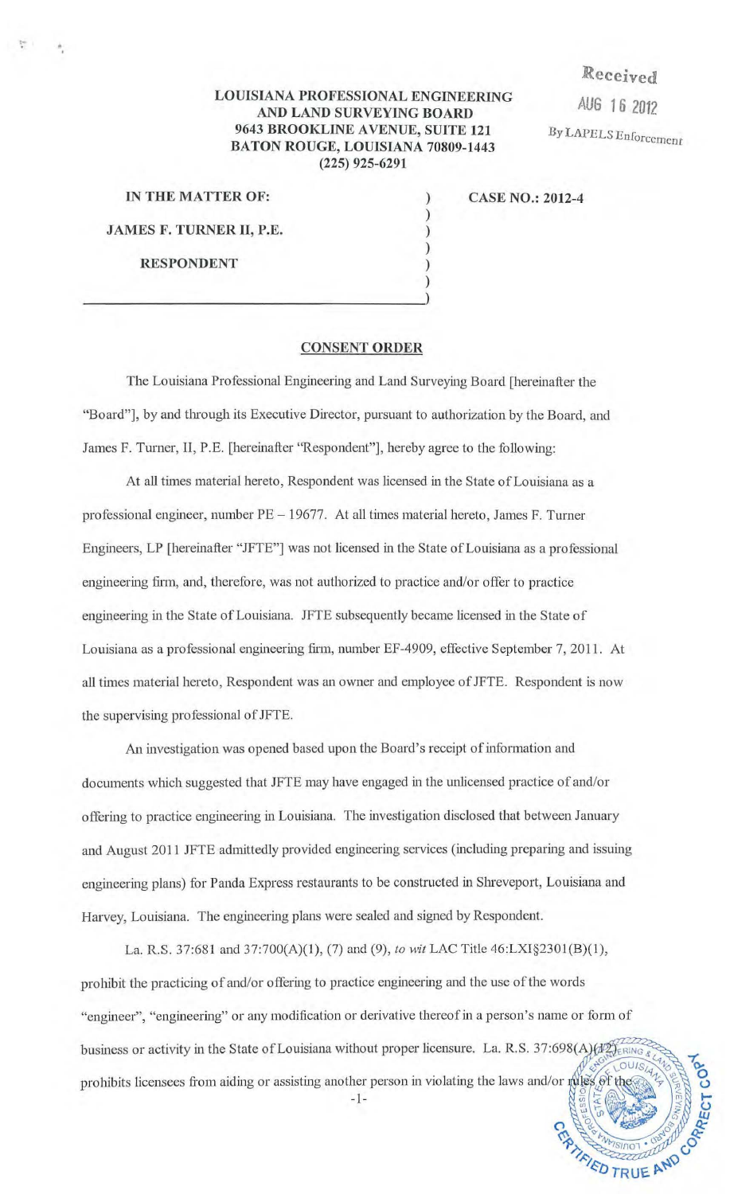Received

AUG 16 2012

By LAPELS Enforcement

**LOUISIANA PROFESSIONAL ENGINEERING AND LAND SURVEYING BOARD**
**9643 BROOKLINE AVENUE, SUITE 121**
**BATON ROUGE, LOUISIANA 70809-1443**
**(225) 925-6291**

| | |
|---|---|
| **IN THE MATTER OF:** | **CASE NO.: 2012-4** |
| **JAMES F. TURNER II, P.E.** | |
| **RESPONDENT** | |

## CONSENT ORDER

The Louisiana Professional Engineering and Land Surveying Board [hereinafter the "Board"], by and through its Executive Director, pursuant to authorization by the Board, and James F. Turner, II, P.E. [hereinafter "Respondent"], hereby agree to the following:

At all times material hereto, Respondent was licensed in the State of Louisiana as a professional engineer, number PE – 19677. At all times material hereto, James F. Turner Engineers, LP [hereinafter "JFTE"] was not licensed in the State of Louisiana as a professional engineering firm, and, therefore, was not authorized to practice and/or offer to practice engineering in the State of Louisiana. JFTE subsequently became licensed in the State of Louisiana as a professional engineering firm, number EF-4909, effective September 7, 2011. At all times material hereto, Respondent was an owner and employee of JFTE. Respondent is now the supervising professional of JFTE.

An investigation was opened based upon the Board's receipt of information and documents which suggested that JFTE may have engaged in the unlicensed practice of and/or offering to practice engineering in Louisiana. The investigation disclosed that between January and August 2011 JFTE admittedly provided engineering services (including preparing and issuing engineering plans) for Panda Express restaurants to be constructed in Shreveport, Louisiana and Harvey, Louisiana. The engineering plans were sealed and signed by Respondent.

La. R.S. 37:681 and 37:700(A)(1), (7) and (9), *to wit* LAC Title 46:LXI§2301(B)(1), prohibit the practicing of and/or offering to practice engineering and the use of the words "engineer", "engineering" or any modification or derivative thereof in a person's name or form of business or activity in the State of Louisiana without proper licensure. La. R.S. 37:698(A)(12) prohibits licensees from aiding or assisting another person in violating the laws and/or rules of the

CERTIFIED TRUE AND CORRECT COPY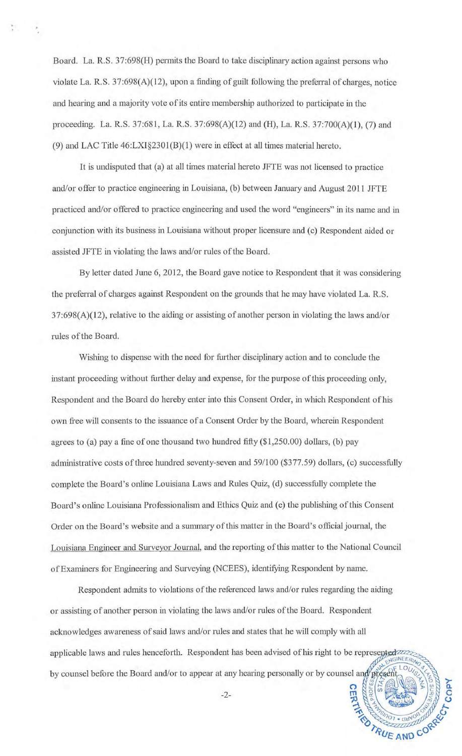Board. La. R.S. 37:698(H) permits the Board to take disciplinary action against persons who violate La. R.S. 37:698(A)(12), upon a finding of guilt following the preferral of charges, notice and hearing and a majority vote of its entire membership authorized to participate in the proceeding. La. R.S. 37:681, La. R.S. 37:698(A)(12) and (H), La. R.S. 37:700(A)(1), (7) and (9) and LAC Title 46:LXI§2301(B)(1) were in effect at all times material hereto.

It is undisputed that (a) at all times material hereto JFTE was not licensed to practice and/or offer to practice engineering in Louisiana, (b) between January and August 2011 JFTE practiced and/or offered to practice engineering and used the word "engineers" in its name and in conjunction with its business in Louisiana without proper licensure and (c) Respondent aided or assisted JFTE in violating the laws and/or rules of the Board.

By letter dated June 6, 2012, the Board gave notice to Respondent that it was considering the preferral of charges against Respondent on the grounds that he may have violated La. R.S. 37:698(A)(12), relative to the aiding or assisting of another person in violating the laws and/or rules of the Board.

Wishing to dispense with the need for further disciplinary action and to conclude the instant proceeding without further delay and expense, for the purpose of this proceeding only, Respondent and the Board do hereby enter into this Consent Order, in which Respondent of his own free will consents to the issuance of a Consent Order by the Board, wherein Respondent agrees to (a) pay a fine of one thousand two hundred fifty ($1,250.00) dollars, (b) pay administrative costs of three hundred seventy-seven and 59/100 ($377.59) dollars, (c) successfully complete the Board's online Louisiana Laws and Rules Quiz, (d) successfully complete the Board's online Louisiana Professionalism and Ethics Quiz and (e) the publishing of this Consent Order on the Board's website and a summary of this matter in the Board's official journal, the Louisiana Engineer and Surveyor Journal, and the reporting of this matter to the National Council of Examiners for Engineering and Surveying (NCEES), identifying Respondent by name.

Respondent admits to violations of the referenced laws and/or rules regarding the aiding or assisting of another person in violating the laws and/or rules of the Board. Respondent acknowledges awareness of said laws and/or rules and states that he will comply with all applicable laws and rules henceforth. Respondent has been advised of his right to be represented by counsel before the Board and/or to appear at any hearing personally or by counsel and present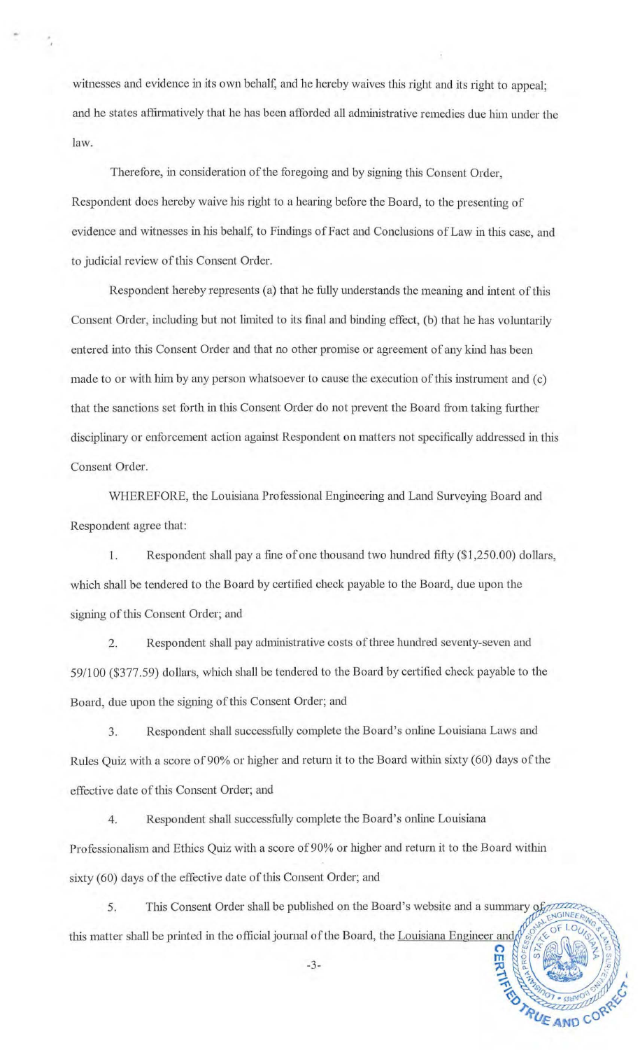witnesses and evidence in its own behalf, and he hereby waives this right and its right to appeal; and he states affirmatively that he has been afforded all administrative remedies due him under the law.

Therefore, in consideration of the foregoing and by signing this Consent Order, Respondent does hereby waive his right to a hearing before the Board, to the presenting of evidence and witnesses in his behalf, to Findings of Fact and Conclusions of Law in this case, and to judicial review of this Consent Order.

Respondent hereby represents (a) that he fully understands the meaning and intent of this Consent Order, including but not limited to its final and binding effect, (b) that he has voluntarily entered into this Consent Order and that no other promise or agreement of any kind has been made to or with him by any person whatsoever to cause the execution of this instrument and (c) that the sanctions set forth in this Consent Order do not prevent the Board from taking further disciplinary or enforcement action against Respondent on matters not specifically addressed in this Consent Order.

WHEREFORE, the Louisiana Professional Engineering and Land Surveying Board and Respondent agree that:

1. Respondent shall pay a fine of one thousand two hundred fifty ($1,250.00) dollars, which shall be tendered to the Board by certified check payable to the Board, due upon the signing of this Consent Order; and

2. Respondent shall pay administrative costs of three hundred seventy-seven and 59/100 ($377.59) dollars, which shall be tendered to the Board by certified check payable to the Board, due upon the signing of this Consent Order; and

3. Respondent shall successfully complete the Board's online Louisiana Laws and Rules Quiz with a score of 90% or higher and return it to the Board within sixty (60) days of the effective date of this Consent Order; and

4. Respondent shall successfully complete the Board's online Louisiana Professionalism and Ethics Quiz with a score of 90% or higher and return it to the Board within sixty (60) days of the effective date of this Consent Order; and

5. This Consent Order shall be published on the Board's website and a summary of this matter shall be printed in the official journal of the Board, the Louisiana Engineer and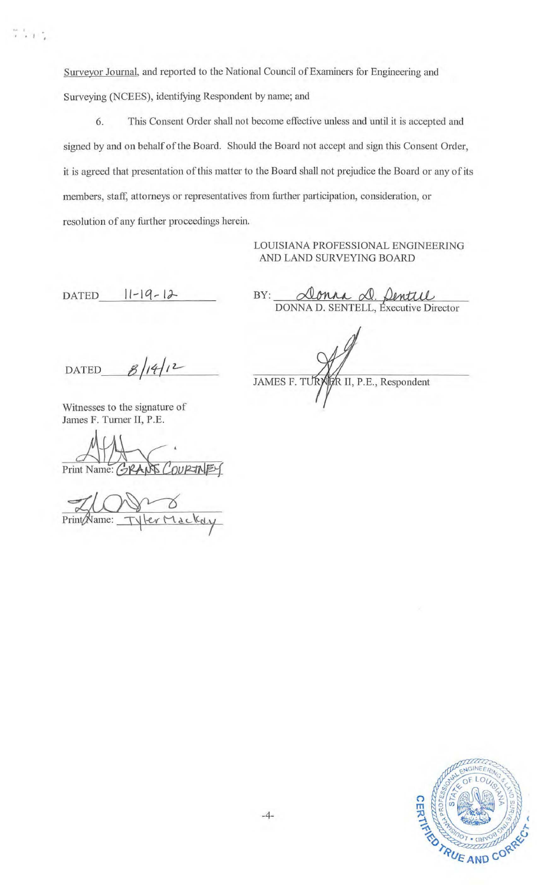Surveyor Journal, and reported to the National Council of Examiners for Engineering and Surveying (NCEES), identifying Respondent by name; and

6. This Consent Order shall not become effective unless and until it is accepted and signed by and on behalf of the Board. Should the Board not accept and sign this Consent Order, it is agreed that presentation of this matter to the Board shall not prejudice the Board or any of its members, staff, attorneys or representatives from further participation, consideration, or resolution of any further proceedings herein.

LOUISIANA PROFESSIONAL ENGINEERING AND LAND SURVEYING BOARD

DATED 11-19-12

BY: Donna D. Sentell
DONNA D. SENTELL, Executive Director

DATED 8/14/12

JAMES F. TURNER II, P.E., Respondent

Witnesses to the signature of James F. Turner II, P.E.

Print Name: GRANT COURTNEY

Print Name: Tyler Mackay

CERTIFIED TRUE AND CORRECT